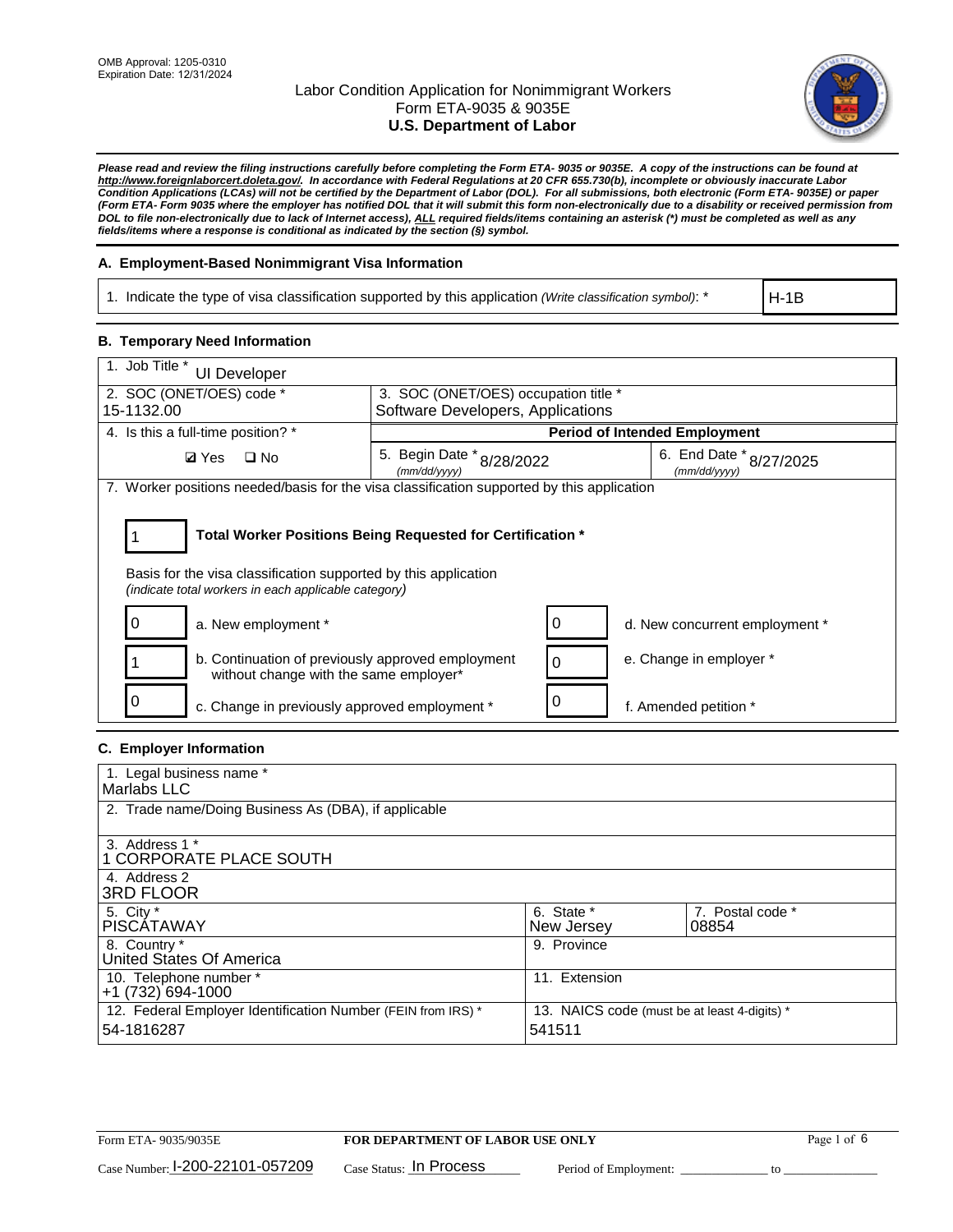OMB Approval: 1205-0310
Expiration Date: 12/31/2024

# Labor Condition Application for Nonimmigrant Workers
## Form ETA-9035 & 9035E
## U.S. Department of Labor

***Please read and review the filing instructions carefully before completing the Form ETA- 9035 or 9035E. A copy of the instructions can be found at http://www.foreignlaborcert.doleta.gov/. In accordance with Federal Regulations at 20 CFR 655.730(b), incomplete or obviously inaccurate Labor Condition Applications (LCAs) will not be certified by the Department of Labor (DOL). For all submissions, both electronic (Form ETA- 9035E) or paper (Form ETA- Form 9035 where the employer has notified DOL that it will submit this form non-electronically due to a disability or received permission from DOL to file non-electronically due to lack of Internet access), ALL required fields/items containing an asterisk (*) must be completed as well as any fields/items where a response is conditional as indicated by the section (§) symbol.***

### A. Employment-Based Nonimmigrant Visa Information

| 1. Indicate the type of visa classification supported by this application *(Write classification symbol)*: * | H-1B |
|---|---|

### B. Temporary Need Information

| 1. Job Title * UI Developer | | |
|---|---|---|
| 2. SOC (ONET/OES) code * 15-1132.00 | 3. SOC (ONET/OES) occupation title * Software Developers, Applications | |
| 4. Is this a full-time position? * | **Period of Intended Employment** | |
| ☑ Yes ☐ No | 5. Begin Date * *(mm/dd/yyyy)* 8/28/2022 | 6. End Date * *(mm/dd/yyyy)* 8/27/2025 |

7. Worker positions needed/basis for the visa classification supported by this application

| 1 | **Total Worker Positions Being Requested for Certification *** |
|---|---|

Basis for the visa classification supported by this application
*(indicate total workers in each applicable category)*

| Count | Category | Count | Category |
|---|---|---|---|
| 0 | a. New employment * | 0 | d. New concurrent employment * |
| 1 | b. Continuation of previously approved employment without change with the same employer* | 0 | e. Change in employer * |
| 0 | c. Change in previously approved employment * | 0 | f. Amended petition * |

### C. Employer Information

| 1. Legal business name * Marlabs LLC | | |
|---|---|---|
| 2. Trade name/Doing Business As (DBA), if applicable | | |
| 3. Address 1 * 1 CORPORATE PLACE SOUTH | | |
| 4. Address 2 3RD FLOOR | | |
| 5. City * PISCATAWAY | 6. State * New Jersey | 7. Postal code * 08854 |
| 8. Country * United States Of America | 9. Province | |
| 10. Telephone number * +1 (732) 694-1000 | 11. Extension | |
| 12. Federal Employer Identification Number (FEIN from IRS) * 54-1816287 | 13. NAICS code (must be at least 4-digits) * 541511 | |

Form ETA- 9035/9035E — **FOR DEPARTMENT OF LABOR USE ONLY**

Case Number: I-200-22101-057209 Case Status: In Process Period of Employment: ____________ to ____________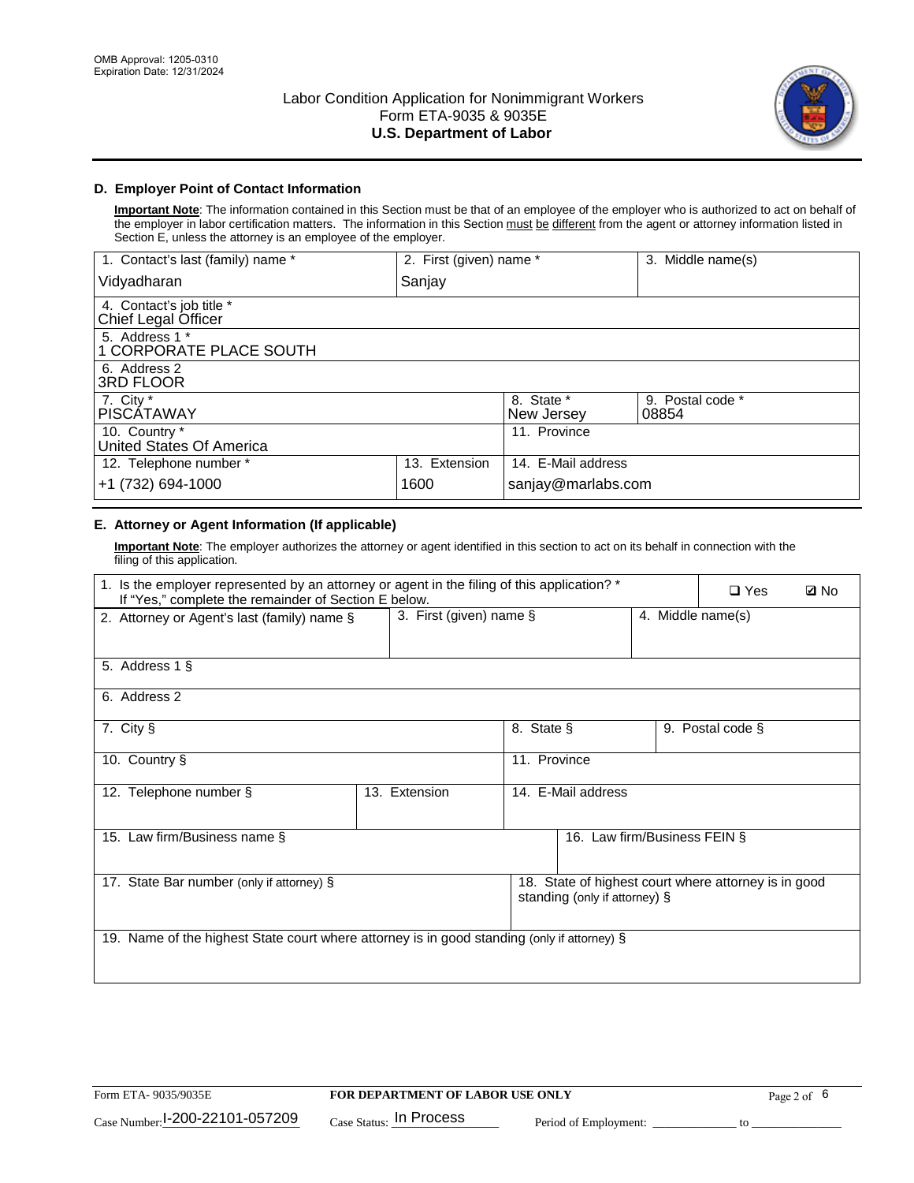OMB Approval: 1205-0310
Expiration Date: 12/31/2024

# Labor Condition Application for Nonimmigrant Workers
Form ETA-9035 & 9035E
**U.S. Department of Labor**

## D. Employer Point of Contact Information

**Important Note**: The information contained in this Section must be that of an employee of the employer who is authorized to act on behalf of the employer in labor certification matters. The information in this Section must be different from the agent or attorney information listed in Section E, unless the attorney is an employee of the employer.

| 1. Contact's last (family) name * | 2. First (given) name * | 3. Middle name(s) |
|---|---|---|
| Vidyadharan | Sanjay | |
| 4. Contact's job title * Chief Legal Officer | | |
| 5. Address 1 * 1 CORPORATE PLACE SOUTH | | |
| 6. Address 2 3RD FLOOR | | |
| 7. City * PISCATAWAY | 8. State * New Jersey | 9. Postal code * 08854 |
| 10. Country * United States Of America | 11. Province | |
| 12. Telephone number * +1 (732) 694-1000 | 13. Extension 1600 | 14. E-Mail address sanjay@marlabs.com |

## E. Attorney or Agent Information (If applicable)

**Important Note**: The employer authorizes the attorney or agent identified in this section to act on its behalf in connection with the filing of this application.

| 1. Is the employer represented by an attorney or agent in the filing of this application? * If "Yes," complete the remainder of Section E below. | ❑ Yes | ☑ No |
|---|---|---|
| 2. Attorney or Agent's last (family) name § | 3. First (given) name § | 4. Middle name(s) |
| 5. Address 1 § | | |
| 6. Address 2 | | |
| 7. City § | 8. State § | 9. Postal code § |
| 10. Country § | 11. Province | |
| 12. Telephone number § | 13. Extension | 14. E-Mail address |
| 15. Law firm/Business name § | 16. Law firm/Business FEIN § | |
| 17. State Bar number (only if attorney) § | 18. State of highest court where attorney is in good standing (only if attorney) § | |
| 19. Name of the highest State court where attorney is in good standing (only if attorney) § | | |

Form ETA- 9035/9035E | **FOR DEPARTMENT OF LABOR USE ONLY**

Case Number: I-200-22101-057209 Case Status: In Process Period of Employment: _____________ to _______________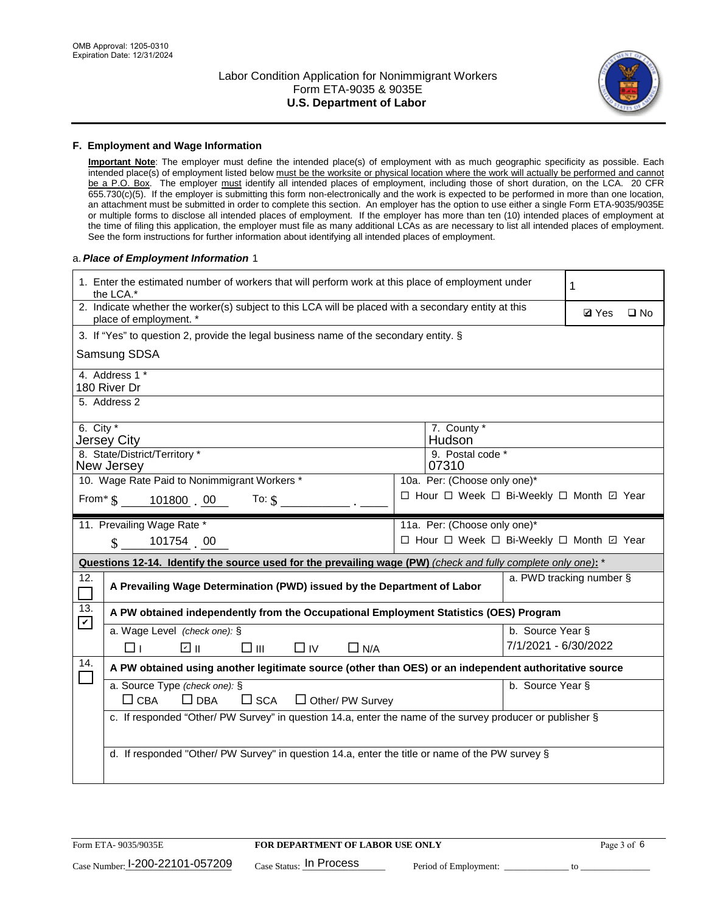OMB Approval: 1205-0310
Expiration Date: 12/31/2024

# Labor Condition Application for Nonimmigrant Workers
## Form ETA-9035 & 9035E
## U.S. Department of Labor

### F. Employment and Wage Information

**Important Note**: The employer must define the intended place(s) of employment with as much geographic specificity as possible. Each intended place(s) of employment listed below must be the worksite or physical location where the work will actually be performed and cannot be a P.O. Box. The employer must identify all intended places of employment, including those of short duration, on the LCA. 20 CFR 655.730(c)(5). If the employer is submitting this form non-electronically and the work is expected to be performed in more than one location, an attachment must be submitted in order to complete this section. An employer has the option to use either a single Form ETA-9035/9035E or multiple forms to disclose all intended places of employment. If the employer has more than ten (10) intended places of employment at the time of filing this application, the employer must file as many additional LCAs as are necessary to list all intended places of employment. See the form instructions for further information about identifying all intended places of employment.

a. *Place of Employment Information* 1

| | |
|---|---|
| 1. Enter the estimated number of workers that will perform work at this place of employment under the LCA.* | 1 |
| 2. Indicate whether the worker(s) subject to this LCA will be placed with a secondary entity at this place of employment. * | ☑ Yes ☐ No |
| 3. If "Yes" to question 2, provide the legal business name of the secondary entity. § Samsung SDSA | |
| 4. Address 1 * 180 River Dr | |
| 5. Address 2 | |
| 6. City * Jersey City | 7. County * Hudson |
| 8. State/District/Territory * New Jersey | 9. Postal code * 07310 |
| 10. Wage Rate Paid to Nonimmigrant Workers * From* $ 101800 . 00 To: $ ____ . ____ | 10a. Per: (Choose only one)* ☐ Hour ☐ Week ☐ Bi-Weekly ☐ Month ☑ Year |
| 11. Prevailing Wage Rate * $ 101754 . 00 | 11a. Per: (Choose only one)* ☐ Hour ☐ Week ☐ Bi-Weekly ☐ Month ☑ Year |

**Questions 12-14. Identify the source used for the prevailing wage (PW)** *(check and fully complete only one)*: *

| | | |
|---|---|---|
| 12. ☐ | **A Prevailing Wage Determination (PWD) issued by the Department of Labor** | a. PWD tracking number § |
| 13. ☑ | **A PW obtained independently from the Occupational Employment Statistics (OES) Program** | |
| | a. Wage Level *(check one)*: § ☐ I ☑ II ☐ III ☐ IV ☐ N/A | b. Source Year § 7/1/2021 - 6/30/2022 |
| 14. ☐ | **A PW obtained using another legitimate source (other than OES) or an independent authoritative source** | |
| | a. Source Type *(check one)*: § ☐ CBA ☐ DBA ☐ SCA ☐ Other/ PW Survey | b. Source Year § |
| | c. If responded "Other/ PW Survey" in question 14.a, enter the name of the survey producer or publisher § | |
| | d. If responded "Other/ PW Survey" in question 14.a, enter the title or name of the PW survey § | |

Form ETA- 9035/9035E | **FOR DEPARTMENT OF LABOR USE ONLY**

Case Number: I-200-22101-057209 Case Status: In Process Period of Employment: ____________ to ____________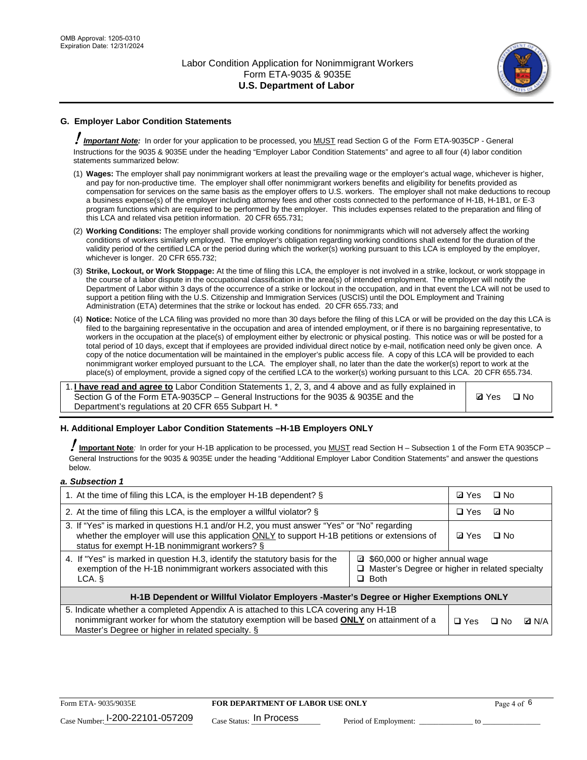## G. Employer Labor Condition Statements

! ***Important Note:*** In order for your application to be processed, you MUST read Section G of the Form ETA-9035CP - General Instructions for the 9035 & 9035E under the heading "Employer Labor Condition Statements" and agree to all four (4) labor condition statements summarized below:

(1) **Wages:** The employer shall pay nonimmigrant workers at least the prevailing wage or the employer's actual wage, whichever is higher, and pay for non-productive time. The employer shall offer nonimmigrant workers benefits and eligibility for benefits provided as compensation for services on the same basis as the employer offers to U.S. workers. The employer shall not make deductions to recoup a business expense(s) of the employer including attorney fees and other costs connected to the performance of H-1B, H-1B1, or E-3 program functions which are required to be performed by the employer. This includes expenses related to the preparation and filing of this LCA and related visa petition information. 20 CFR 655.731;

(2) **Working Conditions:** The employer shall provide working conditions for nonimmigrants which will not adversely affect the working conditions of workers similarly employed. The employer's obligation regarding working conditions shall extend for the duration of the validity period of the certified LCA or the period during which the worker(s) working pursuant to this LCA is employed by the employer, whichever is longer. 20 CFR 655.732;

(3) **Strike, Lockout, or Work Stoppage:** At the time of filing this LCA, the employer is not involved in a strike, lockout, or work stoppage in the course of a labor dispute in the occupational classification in the area(s) of intended employment. The employer will notify the Department of Labor within 3 days of the occurrence of a strike or lockout in the occupation, and in that event the LCA will not be used to support a petition filing with the U.S. Citizenship and Immigration Services (USCIS) until the DOL Employment and Training Administration (ETA) determines that the strike or lockout has ended. 20 CFR 655.733; and

(4) **Notice:** Notice of the LCA filing was provided no more than 30 days before the filing of this LCA or will be provided on the day this LCA is filed to the bargaining representative in the occupation and area of intended employment, or if there is no bargaining representative, to workers in the occupation at the place(s) of employment either by electronic or physical posting. This notice was or will be posted for a total period of 10 days, except that if employees are provided individual direct notice by e-mail, notification need only be given once. A copy of the notice documentation will be maintained in the employer's public access file. A copy of this LCA will be provided to each nonimmigrant worker employed pursuant to the LCA. The employer shall, no later than the date the worker(s) report to work at the place(s) of employment, provide a signed copy of the certified LCA to the worker(s) working pursuant to this LCA. 20 CFR 655.734.

| | |
|---|---|
| 1. **I have read and agree to** Labor Condition Statements 1, 2, 3, and 4 above and as fully explained in Section G of the Form ETA-9035CP – General Instructions for the 9035 & 9035E and the Department's regulations at 20 CFR 655 Subpart H. * | ☑ Yes ☐ No |

## H. Additional Employer Labor Condition Statements –H-1B Employers ONLY

! **Important Note**: In order for your H-1B application to be processed, you MUST read Section H – Subsection 1 of the Form ETA 9035CP – General Instructions for the 9035 & 9035E under the heading "Additional Employer Labor Condition Statements" and answer the questions below.

### *a. Subsection 1*

| | |
|---|---|
| 1. At the time of filing this LCA, is the employer H-1B dependent? § | ☑ Yes ☐ No |
| 2. At the time of filing this LCA, is the employer a willful violator? § | ☐ Yes ☑ No |
| 3. If "Yes" is marked in questions H.1 and/or H.2, you must answer "Yes" or "No" regarding whether the employer will use this application ONLY to support H-1B petitions or extensions of status for exempt H-1B nonimmigrant workers? § | ☑ Yes ☐ No |
| 4. If "Yes" is marked in question H.3, identify the statutory basis for the exemption of the H-1B nonimmigrant workers associated with this LCA. § | ☑ $60,000 or higher annual wage<br>☐ Master's Degree or higher in related specialty<br>☐ Both |
| **H-1B Dependent or Willful Violator Employers -Master's Degree or Higher Exemptions ONLY** | |
| 5. Indicate whether a completed Appendix A is attached to this LCA covering any H-1B nonimmigrant worker for whom the statutory exemption will be based **ONLY** on attainment of a Master's Degree or higher in related specialty. § | ☐ Yes ☐ No ☑ N/A |

Form ETA- 9035/9035E | **FOR DEPARTMENT OF LABOR USE ONLY**

Case Number: I-200-22101-057209 | Case Status: In Process | Period of Employment: _____________ to _____________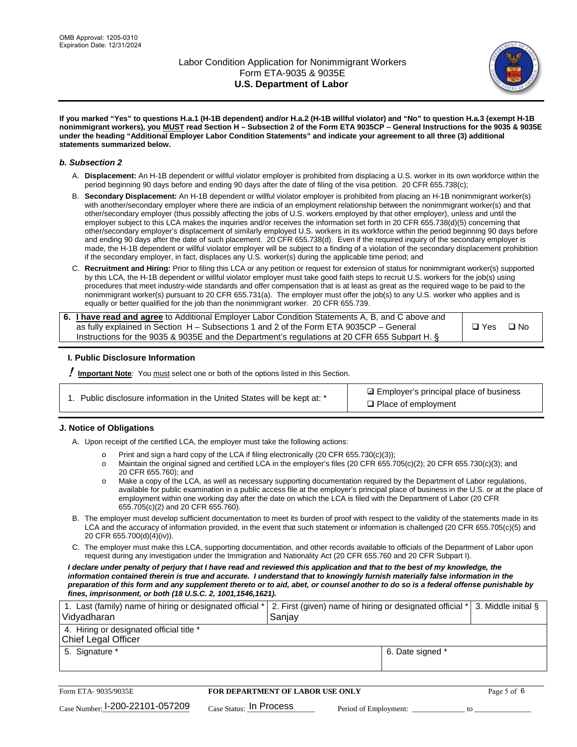Labor Condition Application for Nonimmigrant Workers
Form ETA-9035 & 9035E
**U.S. Department of Labor**

**If you marked "Yes" to questions H.a.1 (H-1B dependent) and/or H.a.2 (H-1B willful violator) and "No" to question H.a.3 (exempt H-1B nonimmigrant workers), you MUST read Section H – Subsection 2 of the Form ETA 9035CP – General Instructions for the 9035 & 9035E under the heading "Additional Employer Labor Condition Statements" and indicate your agreement to all three (3) additional statements summarized below.**

### *b. Subsection 2*

A. **Displacement:** An H-1B dependent or willful violator employer is prohibited from displacing a U.S. worker in its own workforce within the period beginning 90 days before and ending 90 days after the date of filing of the visa petition. 20 CFR 655.738(c);

B. **Secondary Displacement:** An H-1B dependent or willful violator employer is prohibited from placing an H-1B nonimmigrant worker(s) with another/secondary employer where there are indicia of an employment relationship between the nonimmigrant worker(s) and that other/secondary employer (thus possibly affecting the jobs of U.S. workers employed by that other employer), unless and until the employer subject to this LCA makes the inquiries and/or receives the information set forth in 20 CFR 655.738(d)(5) concerning that other/secondary employer's displacement of similarly employed U.S. workers in its workforce within the period beginning 90 days before and ending 90 days after the date of such placement. 20 CFR 655.738(d). Even if the required inquiry of the secondary employer is made, the H-1B dependent or willful violator employer will be subject to a finding of a violation of the secondary displacement prohibition if the secondary employer, in fact, displaces any U.S. worker(s) during the applicable time period; and

C. **Recruitment and Hiring:** Prior to filing this LCA or any petition or request for extension of status for nonimmigrant worker(s) supported by this LCA, the H-1B dependent or willful violator employer must take good faith steps to recruit U.S. workers for the job(s) using procedures that meet industry-wide standards and offer compensation that is at least as great as the required wage to be paid to the nonimmigrant worker(s) pursuant to 20 CFR 655.731(a). The employer must offer the job(s) to any U.S. worker who applies and is equally or better qualified for the job than the nonimmigrant worker. 20 CFR 655.739.

| 6. **I have read and agree** to Additional Employer Labor Condition Statements A, B, and C above and as fully explained in Section H – Subsections 1 and 2 of the Form ETA 9035CP – General Instructions for the 9035 & 9035E and the Department's regulations at 20 CFR 655 Subpart H. § | ❑ Yes ❑ No |
|---|---|

## I. Public Disclosure Information

**! Important Note**: You must select one or both of the options listed in this Section.

| 1. Public disclosure information in the United States will be kept at: * | ☑ Employer's principal place of business<br>❑ Place of employment |
|---|---|

## J. Notice of Obligations

A. Upon receipt of the certified LCA, the employer must take the following actions:

- Print and sign a hard copy of the LCA if filing electronically (20 CFR 655.730(c)(3));
- Maintain the original signed and certified LCA in the employer's files (20 CFR 655.705(c)(2); 20 CFR 655.730(c)(3); and 20 CFR 655.760); and
- Make a copy of the LCA, as well as necessary supporting documentation required by the Department of Labor regulations, available for public examination in a public access file at the employer's principal place of business in the U.S. or at the place of employment within one working day after the date on which the LCA is filed with the Department of Labor (20 CFR 655.705(c)(2) and 20 CFR 655.760).

B. The employer must develop sufficient documentation to meet its burden of proof with respect to the validity of the statements made in its LCA and the accuracy of information provided, in the event that such statement or information is challenged (20 CFR 655.705(c)(5) and 20 CFR 655.700(d)(4)(iv)).

C. The employer must make this LCA, supporting documentation, and other records available to officials of the Department of Labor upon request during any investigation under the Immigration and Nationality Act (20 CFR 655.760 and 20 CFR Subpart I).

***I declare under penalty of perjury that I have read and reviewed this application and that to the best of my knowledge, the information contained therein is true and accurate. I understand that to knowingly furnish materially false information in the preparation of this form and any supplement thereto or to aid, abet, or counsel another to do so is a federal offense punishable by fines, imprisonment, or both (18 U.S.C. 2, 1001,1546,1621).***

| 1. Last (family) name of hiring or designated official *<br>Vidyadharan | 2. First (given) name of hiring or designated official *<br>Sanjay | 3. Middle initial § |
|---|---|---|
| 4. Hiring or designated official title *<br>Chief Legal Officer | | |
| 5. Signature * | 6. Date signed * | |

Form ETA- 9035/9035E — **FOR DEPARTMENT OF LABOR USE ONLY**

Case Number: I-200-22101-057209 Case Status: In Process Period of Employment: _____________ to _____________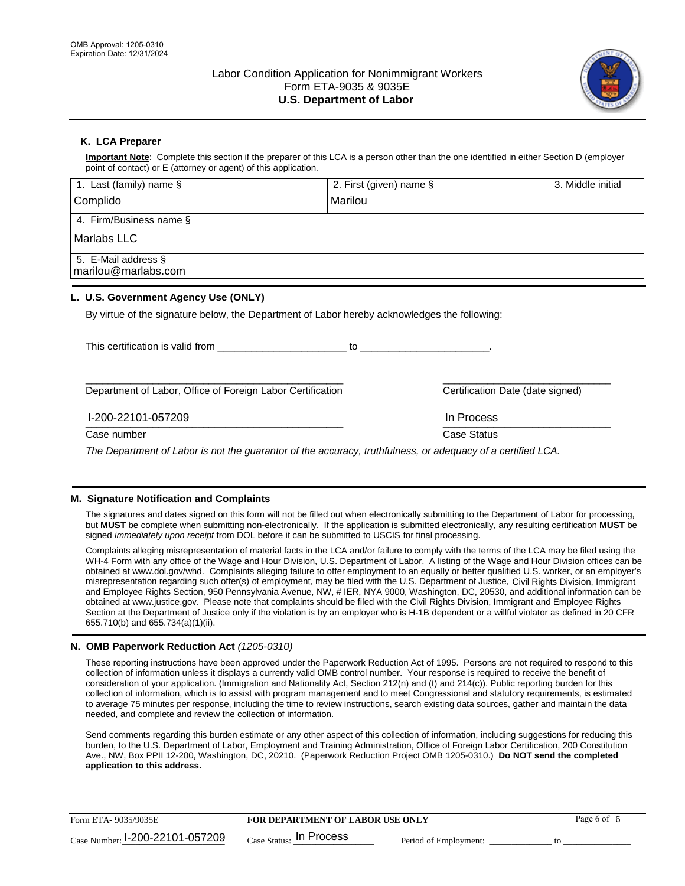OMB Approval: 1205-0310
Expiration Date: 12/31/2024

Labor Condition Application for Nonimmigrant Workers
Form ETA-9035 & 9035E
**U.S. Department of Labor**

### K. LCA Preparer

**Important Note**: Complete this section if the preparer of this LCA is a person other than the one identified in either Section D (employer point of contact) or E (attorney or agent) of this application.

| 1. Last (family) name § | 2. First (given) name § | 3. Middle initial |
|---|---|---|
| Complido | Marilou | |
| 4. Firm/Business name § | | |
| Marlabs LLC | | |
| 5. E-Mail address § | | |
| marilou@marlabs.com | | |

### L. U.S. Government Agency Use (ONLY)

By virtue of the signature below, the Department of Labor hereby acknowledges the following:

This certification is valid from ______________________ to ______________________.

_____________________________________________ Department of Labor, Office of Foreign Labor Certification

_____________________________ Certification Date (date signed)

I-200-22101-057209
Case number

In Process
Case Status

*The Department of Labor is not the guarantor of the accuracy, truthfulness, or adequacy of a certified LCA.*

### M. Signature Notification and Complaints

The signatures and dates signed on this form will not be filled out when electronically submitting to the Department of Labor for processing, but **MUST** be complete when submitting non-electronically. If the application is submitted electronically, any resulting certification **MUST** be signed *immediately upon receipt* from DOL before it can be submitted to USCIS for final processing.

Complaints alleging misrepresentation of material facts in the LCA and/or failure to comply with the terms of the LCA may be filed using the WH-4 Form with any office of the Wage and Hour Division, U.S. Department of Labor. A listing of the Wage and Hour Division offices can be obtained at www.dol.gov/whd. Complaints alleging failure to offer employment to an equally or better qualified U.S. worker, or an employer's misrepresentation regarding such offer(s) of employment, may be filed with the U.S. Department of Justice, Civil Rights Division, Immigrant and Employee Rights Section, 950 Pennsylvania Avenue, NW, # IER, NYA 9000, Washington, DC, 20530, and additional information can be obtained at www.justice.gov. Please note that complaints should be filed with the Civil Rights Division, Immigrant and Employee Rights Section at the Department of Justice only if the violation is by an employer who is H-1B dependent or a willful violator as defined in 20 CFR 655.710(b) and 655.734(a)(1)(ii).

### N. OMB Paperwork Reduction Act *(1205-0310)*

These reporting instructions have been approved under the Paperwork Reduction Act of 1995. Persons are not required to respond to this collection of information unless it displays a currently valid OMB control number. Your response is required to receive the benefit of consideration of your application. (Immigration and Nationality Act, Section 212(n) and (t) and 214(c)). Public reporting burden for this collection of information, which is to assist with program management and to meet Congressional and statutory requirements, is estimated to average 75 minutes per response, including the time to review instructions, search existing data sources, gather and maintain the data needed, and complete and review the collection of information.

Send comments regarding this burden estimate or any other aspect of this collection of information, including suggestions for reducing this burden, to the U.S. Department of Labor, Employment and Training Administration, Office of Foreign Labor Certification, 200 Constitution Ave., NW, Box PPII 12-200, Washington, DC, 20210. (Paperwork Reduction Project OMB 1205-0310.) **Do NOT send the completed application to this address.**

Form ETA- 9035/9035E — **FOR DEPARTMENT OF LABOR USE ONLY**

Case Number: I-200-22101-057209 Case Status: In Process Period of Employment: ____________ to ____________